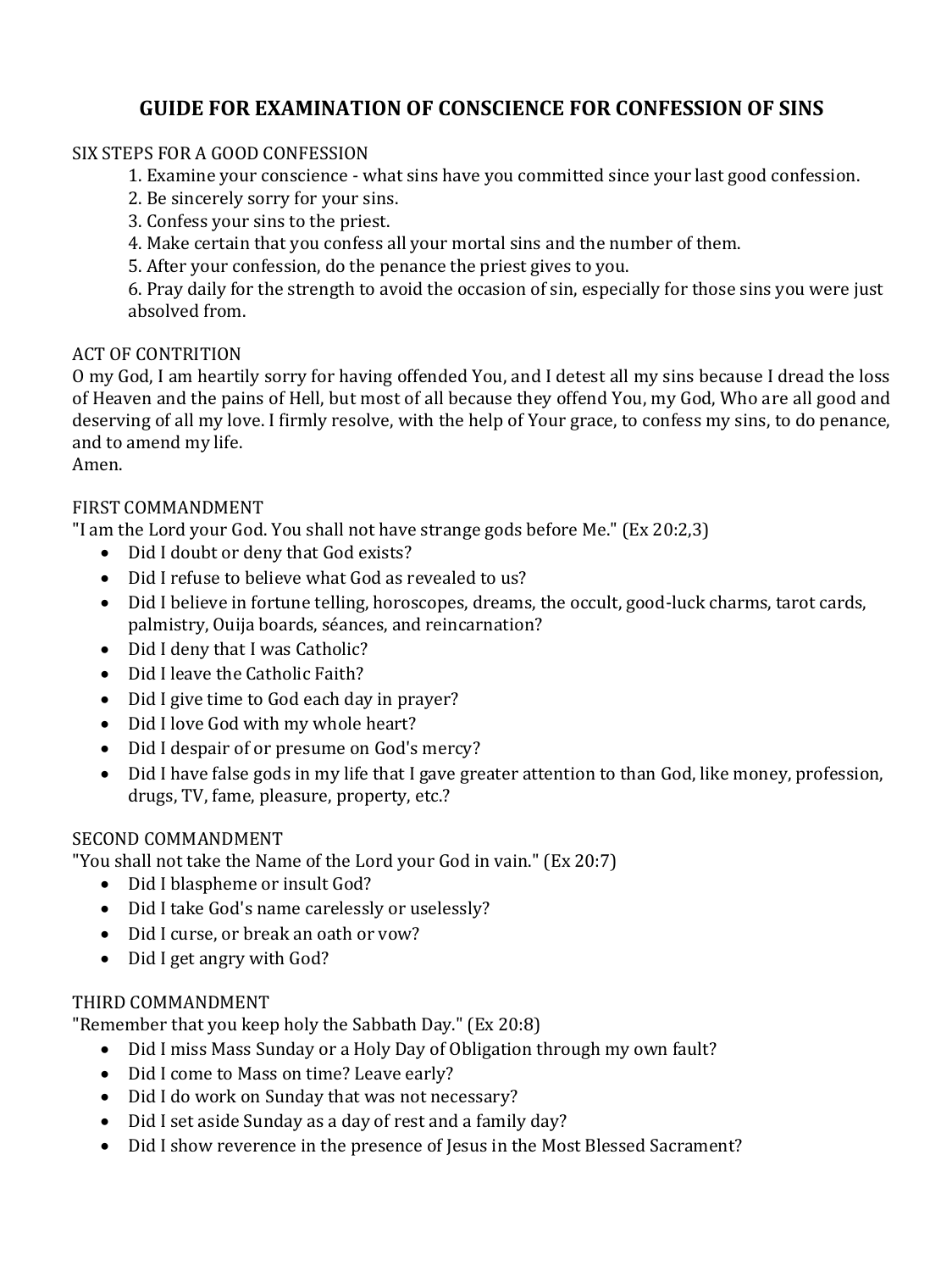# GUIDE FOR EXAMINATION OF CONSCIENCE FOR CONFESSION OF SINS

SIX STEPS FOR A GOOD CONFESSION

1. Examine your conscience - what sins have you committed since your last good confession.
2. Be sincerely sorry for your sins.
3. Confess your sins to the priest.
4. Make certain that you confess all your mortal sins and the number of them.
5. After your confession, do the penance the priest gives to you.
6. Pray daily for the strength to avoid the occasion of sin, especially for those sins you were just absolved from.

ACT OF CONTRITION

O my God, I am heartily sorry for having offended You, and I detest all my sins because I dread the loss of Heaven and the pains of Hell, but most of all because they offend You, my God, Who are all good and deserving of all my love. I firmly resolve, with the help of Your grace, to confess my sins, to do penance, and to amend my life.
Amen.

FIRST COMMANDMENT

"I am the Lord your God. You shall not have strange gods before Me." (Ex 20:2,3)

- Did I doubt or deny that God exists?
- Did I refuse to believe what God as revealed to us?
- Did I believe in fortune telling, horoscopes, dreams, the occult, good-luck charms, tarot cards, palmistry, Ouija boards, séances, and reincarnation?
- Did I deny that I was Catholic?
- Did I leave the Catholic Faith?
- Did I give time to God each day in prayer?
- Did I love God with my whole heart?
- Did I despair of or presume on God's mercy?
- Did I have false gods in my life that I gave greater attention to than God, like money, profession, drugs, TV, fame, pleasure, property, etc.?

SECOND COMMANDMENT

"You shall not take the Name of the Lord your God in vain." (Ex 20:7)

- Did I blaspheme or insult God?
- Did I take God's name carelessly or uselessly?
- Did I curse, or break an oath or vow?
- Did I get angry with God?

THIRD COMMANDMENT

"Remember that you keep holy the Sabbath Day." (Ex 20:8)

- Did I miss Mass Sunday or a Holy Day of Obligation through my own fault?
- Did I come to Mass on time? Leave early?
- Did I do work on Sunday that was not necessary?
- Did I set aside Sunday as a day of rest and a family day?
- Did I show reverence in the presence of Jesus in the Most Blessed Sacrament?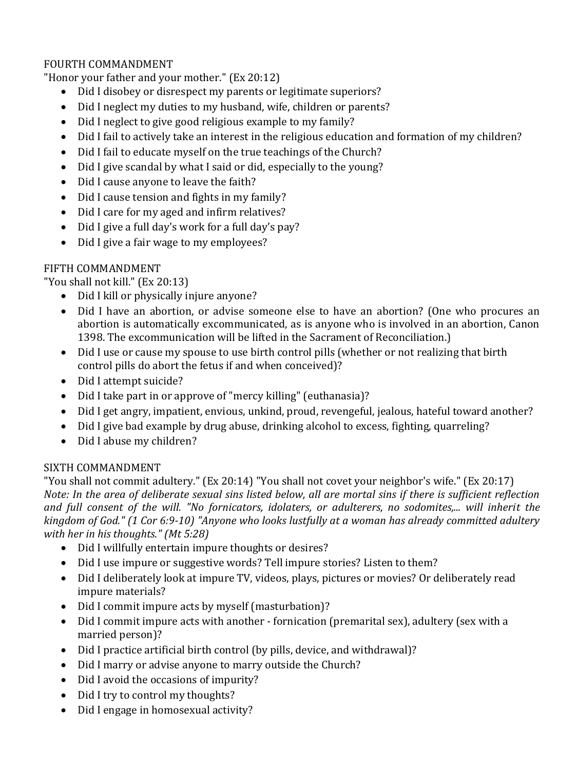FOURTH COMMANDMENT
"Honor your father and your mother." (Ex 20:12)

- Did I disobey or disrespect my parents or legitimate superiors?
- Did I neglect my duties to my husband, wife, children or parents?
- Did I neglect to give good religious example to my family?
- Did I fail to actively take an interest in the religious education and formation of my children?
- Did I fail to educate myself on the true teachings of the Church?
- Did I give scandal by what I said or did, especially to the young?
- Did I cause anyone to leave the faith?
- Did I cause tension and fights in my family?
- Did I care for my aged and infirm relatives?
- Did I give a full day's work for a full day's pay?
- Did I give a fair wage to my employees?

FIFTH COMMANDMENT
"You shall not kill." (Ex 20:13)

- Did I kill or physically injure anyone?
- Did I have an abortion, or advise someone else to have an abortion? (One who procures an abortion is automatically excommunicated, as is anyone who is involved in an abortion, Canon 1398. The excommunication will be lifted in the Sacrament of Reconciliation.)
- Did I use or cause my spouse to use birth control pills (whether or not realizing that birth control pills do abort the fetus if and when conceived)?
- Did I attempt suicide?
- Did I take part in or approve of "mercy killing" (euthanasia)?
- Did I get angry, impatient, envious, unkind, proud, revengeful, jealous, hateful toward another?
- Did I give bad example by drug abuse, drinking alcohol to excess, fighting, quarreling?
- Did I abuse my children?

SIXTH COMMANDMENT
"You shall not commit adultery." (Ex 20:14) "You shall not covet your neighbor's wife." (Ex 20:17)
*Note: In the area of deliberate sexual sins listed below, all are mortal sins if there is sufficient reflection and full consent of the will. "No fornicators, idolaters, or adulterers, no sodomites,... will inherit the kingdom of God." (1 Cor 6:9-10) "Anyone who looks lustfully at a woman has already committed adultery with her in his thoughts." (Mt 5:28)*

- Did I willfully entertain impure thoughts or desires?
- Did I use impure or suggestive words? Tell impure stories? Listen to them?
- Did I deliberately look at impure TV, videos, plays, pictures or movies? Or deliberately read impure materials?
- Did I commit impure acts by myself (masturbation)?
- Did I commit impure acts with another - fornication (premarital sex), adultery (sex with a married person)?
- Did I practice artificial birth control (by pills, device, and withdrawal)?
- Did I marry or advise anyone to marry outside the Church?
- Did I avoid the occasions of impurity?
- Did I try to control my thoughts?
- Did I engage in homosexual activity?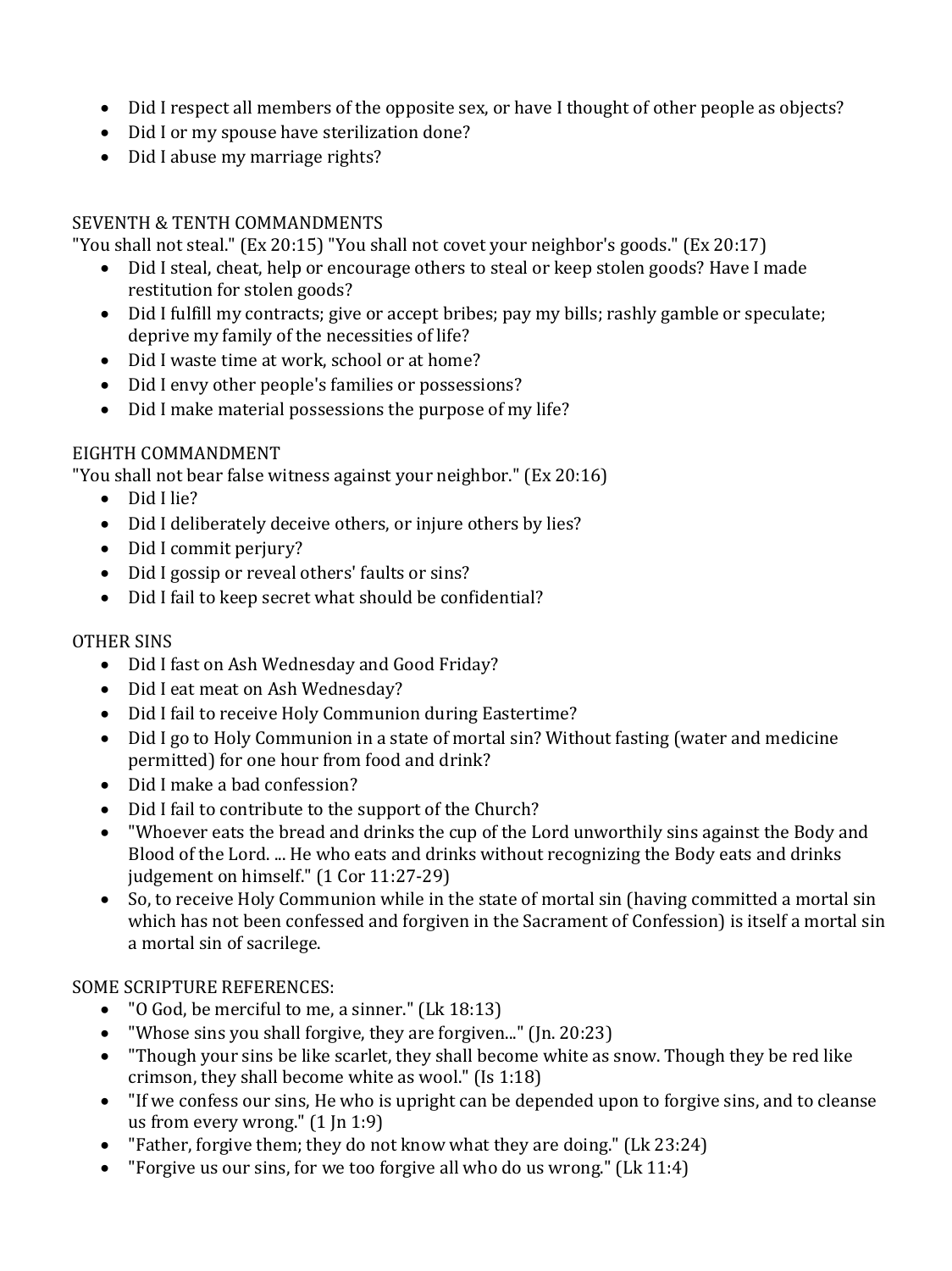- Did I respect all members of the opposite sex, or have I thought of other people as objects?
- Did I or my spouse have sterilization done?
- Did I abuse my marriage rights?

SEVENTH & TENTH COMMANDMENTS

"You shall not steal." (Ex 20:15) "You shall not covet your neighbor's goods." (Ex 20:17)

- Did I steal, cheat, help or encourage others to steal or keep stolen goods? Have I made restitution for stolen goods?
- Did I fulfill my contracts; give or accept bribes; pay my bills; rashly gamble or speculate; deprive my family of the necessities of life?
- Did I waste time at work, school or at home?
- Did I envy other people's families or possessions?
- Did I make material possessions the purpose of my life?

EIGHTH COMMANDMENT

"You shall not bear false witness against your neighbor." (Ex 20:16)

- Did I lie?
- Did I deliberately deceive others, or injure others by lies?
- Did I commit perjury?
- Did I gossip or reveal others' faults or sins?
- Did I fail to keep secret what should be confidential?

OTHER SINS

- Did I fast on Ash Wednesday and Good Friday?
- Did I eat meat on Ash Wednesday?
- Did I fail to receive Holy Communion during Eastertime?
- Did I go to Holy Communion in a state of mortal sin? Without fasting (water and medicine permitted) for one hour from food and drink?
- Did I make a bad confession?
- Did I fail to contribute to the support of the Church?
- "Whoever eats the bread and drinks the cup of the Lord unworthily sins against the Body and Blood of the Lord. ... He who eats and drinks without recognizing the Body eats and drinks judgement on himself." (1 Cor 11:27-29)
- So, to receive Holy Communion while in the state of mortal sin (having committed a mortal sin which has not been confessed and forgiven in the Sacrament of Confession) is itself a mortal sin a mortal sin of sacrilege.

SOME SCRIPTURE REFERENCES:

- "O God, be merciful to me, a sinner." (Lk 18:13)
- "Whose sins you shall forgive, they are forgiven..." (Jn. 20:23)
- "Though your sins be like scarlet, they shall become white as snow. Though they be red like crimson, they shall become white as wool." (Is 1:18)
- "If we confess our sins, He who is upright can be depended upon to forgive sins, and to cleanse us from every wrong." (1 Jn 1:9)
- "Father, forgive them; they do not know what they are doing." (Lk 23:24)
- "Forgive us our sins, for we too forgive all who do us wrong." (Lk 11:4)